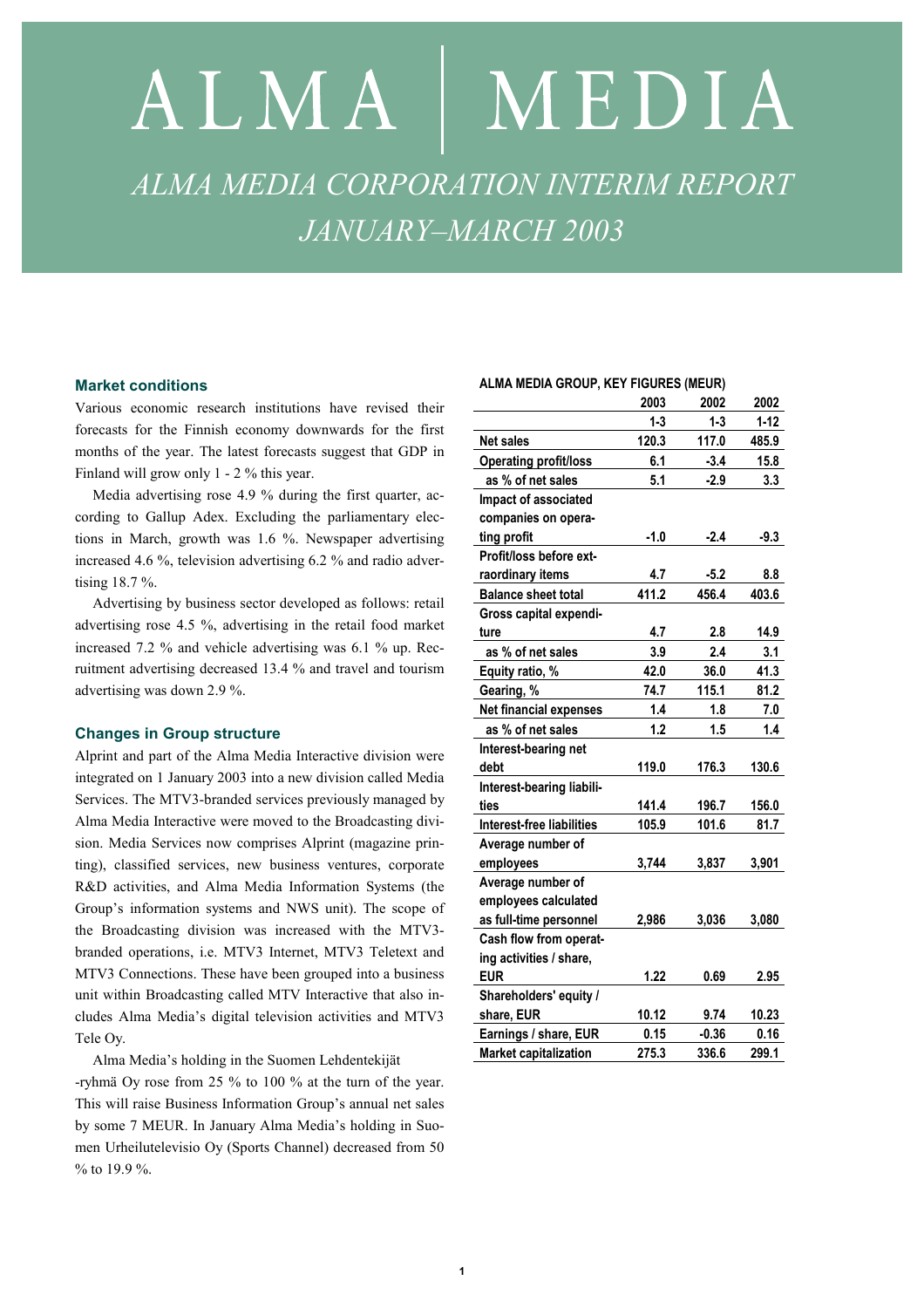# ALMA | MEDIA

## *ALMA MEDIA CORPORATION INTERIM REPORT JANUARY–MARCH 2003*

### Market conditions

Various economic research institutions have revised their forecasts for the Finnish economy downwards for the first months of the year. The latest forecasts suggest that GDP in Finland will grow only 1 - 2 % this year.

Media advertising rose 4.9 % during the first quarter, according to Gallup Adex. Excluding the parliamentary elections in March, growth was 1.6 %. Newspaper advertising increased 4.6 %, television advertising 6.2 % and radio advertising 18.7 %.

Advertising by business sector developed as follows: retail advertising rose 4.5 %, advertising in the retail food market increased 7.2 % and vehicle advertising was 6.1 % up. Recruitment advertising decreased 13.4 % and travel and tourism advertising was down 2.9 %.

### Changes in Group structure

Alprint and part of the Alma Media Interactive division were integrated on 1 January 2003 into a new division called Media Services. The MTV3-branded services previously managed by Alma Media Interactive were moved to the Broadcasting division. Media Services now comprises Alprint (magazine printing), classified services, new business ventures, corporate R&D activities, and Alma Media Information Systems (the Group's information systems and NWS unit). The scope of the Broadcasting division was increased with the MTV3-branded operations, i.e. MTV3 Internet, MTV3 Teletext and MTV3 Connections. These have been grouped into a business unit within Broadcasting called MTV Interactive that also includes Alma Media's digital television activities and MTV3 Tele Oy.

Alma Media's holding in the Suomen Lehdentekijät -ryhmä Oy rose from 25 % to 100 % at the turn of the year. This will raise Business Information Group's annual net sales by some 7 MEUR. In January Alma Media's holding in Suomen Urheilutelevisio Oy (Sports Channel) decreased from 50 % to 19.9 %.

**ALMA MEDIA GROUP, KEY FIGURES (MEUR)**

| | 2003 | 2002 | 2002 |
|---|---|---|---|
| | 1-3 | 1-3 | 1-12 |
| **Net sales** | 120.3 | 117.0 | 485.9 |
| **Operating profit/loss** | 6.1 | -3.4 | 15.8 |
| as % of net sales | 5.1 | -2.9 | 3.3 |
| **Impact of associated companies on operating profit** | -1.0 | -2.4 | -9.3 |
| **Profit/loss before extraordinary items** | 4.7 | -5.2 | 8.8 |
| **Balance sheet total** | 411.2 | 456.4 | 403.6 |
| **Gross capital expenditure** | 4.7 | 2.8 | 14.9 |
| as % of net sales | 3.9 | 2.4 | 3.1 |
| **Equity ratio, %** | 42.0 | 36.0 | 41.3 |
| **Gearing, %** | 74.7 | 115.1 | 81.2 |
| **Net financial expenses** | 1.4 | 1.8 | 7.0 |
| as % of net sales | 1.2 | 1.5 | 1.4 |
| **Interest-bearing net debt** | 119.0 | 176.3 | 130.6 |
| **Interest-bearing liabilities** | 141.4 | 196.7 | 156.0 |
| **Interest-free liabilities** | 105.9 | 101.6 | 81.7 |
| **Average number of employees** | 3,744 | 3,837 | 3,901 |
| **Average number of employees calculated as full-time personnel** | 2,986 | 3,036 | 3,080 |
| **Cash flow from operating activities / share, EUR** | 1.22 | 0.69 | 2.95 |
| **Shareholders' equity / share, EUR** | 10.12 | 9.74 | 10.23 |
| **Earnings / share, EUR** | 0.15 | -0.36 | 0.16 |
| **Market capitalization** | 275.3 | 336.6 | 299.1 |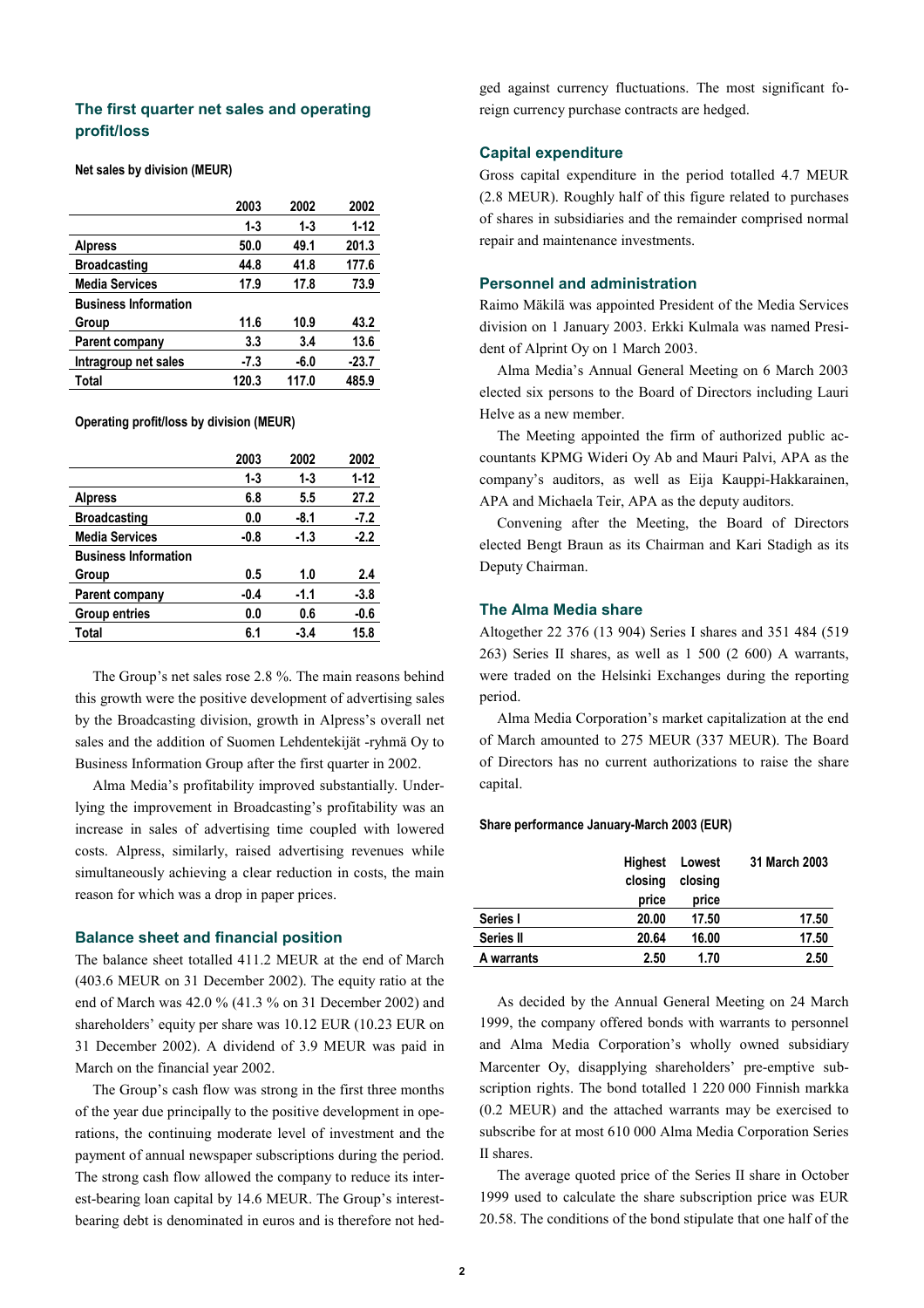## The first quarter net sales and operating profit/loss

**Net sales by division (MEUR)**

| | 2003 | 2002 | 2002 |
|---|---|---|---|
| | 1-3 | 1-3 | 1-12 |
| Alpress | 50.0 | 49.1 | 201.3 |
| Broadcasting | 44.8 | 41.8 | 177.6 |
| Media Services | 17.9 | 17.8 | 73.9 |
| Business Information Group | 11.6 | 10.9 | 43.2 |
| Parent company | 3.3 | 3.4 | 13.6 |
| Intragroup net sales | -7.3 | -6.0 | -23.7 |
| Total | 120.3 | 117.0 | 485.9 |

**Operating profit/loss by division (MEUR)**

| | 2003 | 2002 | 2002 |
|---|---|---|---|
| | 1-3 | 1-3 | 1-12 |
| Alpress | 6.8 | 5.5 | 27.2 |
| Broadcasting | 0.0 | -8.1 | -7.2 |
| Media Services | -0.8 | -1.3 | -2.2 |
| Business Information Group | 0.5 | 1.0 | 2.4 |
| Parent company | -0.4 | -1.1 | -3.8 |
| Group entries | 0.0 | 0.6 | -0.6 |
| Total | 6.1 | -3.4 | 15.8 |

The Group's net sales rose 2.8 %. The main reasons behind this growth were the positive development of advertising sales by the Broadcasting division, growth in Alpress's overall net sales and the addition of Suomen Lehdentekijät -ryhmä Oy to Business Information Group after the first quarter in 2002.

Alma Media's profitability improved substantially. Underlying the improvement in Broadcasting's profitability was an increase in sales of advertising time coupled with lowered costs. Alpress, similarly, raised advertising revenues while simultaneously achieving a clear reduction in costs, the main reason for which was a drop in paper prices.

## Balance sheet and financial position

The balance sheet totalled 411.2 MEUR at the end of March (403.6 MEUR on 31 December 2002). The equity ratio at the end of March was 42.0 % (41.3 % on 31 December 2002) and shareholders' equity per share was 10.12 EUR (10.23 EUR on 31 December 2002). A dividend of 3.9 MEUR was paid in March on the financial year 2002.

The Group's cash flow was strong in the first three months of the year due principally to the positive development in operations, the continuing moderate level of investment and the payment of annual newspaper subscriptions during the period. The strong cash flow allowed the company to reduce its interest-bearing loan capital by 14.6 MEUR. The Group's interest-bearing debt is denominated in euros and is therefore not hedged against currency fluctuations. The most significant foreign currency purchase contracts are hedged.

## Capital expenditure

Gross capital expenditure in the period totalled 4.7 MEUR (2.8 MEUR). Roughly half of this figure related to purchases of shares in subsidiaries and the remainder comprised normal repair and maintenance investments.

## Personnel and administration

Raimo Mäkilä was appointed President of the Media Services division on 1 January 2003. Erkki Kulmala was named President of Alprint Oy on 1 March 2003.

Alma Media's Annual General Meeting on 6 March 2003 elected six persons to the Board of Directors including Lauri Helve as a new member.

The Meeting appointed the firm of authorized public accountants KPMG Wideri Oy Ab and Mauri Palvi, APA as the company's auditors, as well as Eija Kauppi-Hakkarainen, APA and Michaela Teir, APA as the deputy auditors.

Convening after the Meeting, the Board of Directors elected Bengt Braun as its Chairman and Kari Stadigh as its Deputy Chairman.

## The Alma Media share

Altogether 22 376 (13 904) Series I shares and 351 484 (519 263) Series II shares, as well as 1 500 (2 600) A warrants, were traded on the Helsinki Exchanges during the reporting period.

Alma Media Corporation's market capitalization at the end of March amounted to 275 MEUR (337 MEUR). The Board of Directors has no current authorizations to raise the share capital.

**Share performance January-March 2003 (EUR)**

| | Highest closing price | Lowest closing price | 31 March 2003 |
|---|---|---|---|
| Series I | 20.00 | 17.50 | 17.50 |
| Series II | 20.64 | 16.00 | 17.50 |
| A warrants | 2.50 | 1.70 | 2.50 |

As decided by the Annual General Meeting on 24 March 1999, the company offered bonds with warrants to personnel and Alma Media Corporation's wholly owned subsidiary Marcenter Oy, disapplying shareholders' pre-emptive subscription rights. The bond totalled 1 220 000 Finnish markka (0.2 MEUR) and the attached warrants may be exercised to subscribe for at most 610 000 Alma Media Corporation Series II shares.

The average quoted price of the Series II share in October 1999 used to calculate the share subscription price was EUR 20.58. The conditions of the bond stipulate that one half of the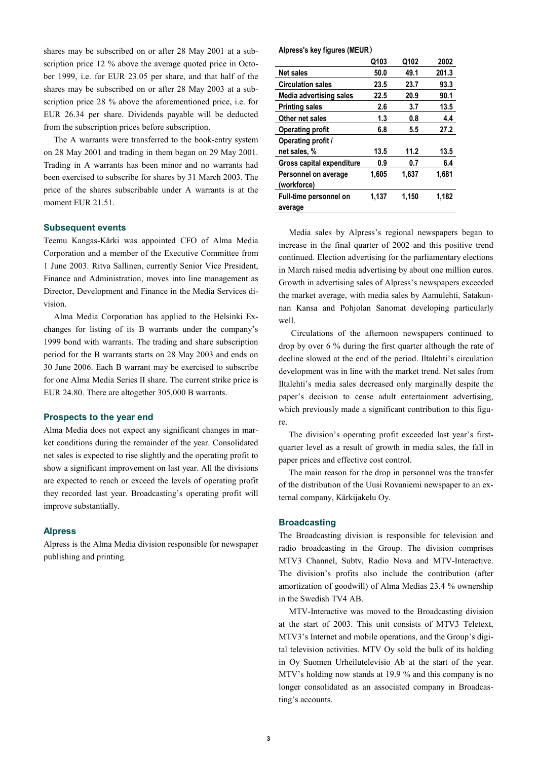shares may be subscribed on or after 28 May 2001 at a subscription price 12 % above the average quoted price in October 1999, i.e. for EUR 23.05 per share, and that half of the shares may be subscribed on or after 28 May 2003 at a subscription price 28 % above the aforementioned price, i.e. for EUR 26.34 per share. Dividends payable will be deducted from the subscription prices before subscription.

The A warrants were transferred to the book-entry system on 28 May 2001 and trading in them began on 29 May 2001. Trading in A warrants has been minor and no warrants had been exercised to subscribe for shares by 31 March 2003. The price of the shares subscribable under A warrants is at the moment EUR 21.51.

## Subsequent events

Teemu Kangas-Kärki was appointed CFO of Alma Media Corporation and a member of the Executive Committee from 1 June 2003. Ritva Sallinen, currently Senior Vice President, Finance and Administration, moves into line management as Director, Development and Finance in the Media Services division.

Alma Media Corporation has applied to the Helsinki Exchanges for listing of its B warrants under the company's 1999 bond with warrants. The trading and share subscription period for the B warrants starts on 28 May 2003 and ends on 30 June 2006. Each B warrant may be exercised to subscribe for one Alma Media Series II share. The current strike price is EUR 24.80. There are altogether 305,000 B warrants.

## Prospects to the year end

Alma Media does not expect any significant changes in market conditions during the remainder of the year. Consolidated net sales is expected to rise slightly and the operating profit to show a significant improvement on last year. All the divisions are expected to reach or exceed the levels of operating profit they recorded last year. Broadcasting's operating profit will improve substantially.

## Alpress

Alpress is the Alma Media division responsible for newspaper publishing and printing.

**Alpress's key figures (MEUR)**

| | Q103 | Q102 | 2002 |
|---|---|---|---|
| **Net sales** | 50.0 | 49.1 | 201.3 |
| **Circulation sales** | 23.5 | 23.7 | 93.3 |
| **Media advertising sales** | 22.5 | 20.9 | 90.1 |
| **Printing sales** | 2.6 | 3.7 | 13.5 |
| **Other net sales** | 1.3 | 0.8 | 4.4 |
| **Operating profit** | 6.8 | 5.5 | 27.2 |
| **Operating profit / net sales, %** | 13.5 | 11.2 | 13.5 |
| **Gross capital expenditure** | 0.9 | 0.7 | 6.4 |
| **Personnel on average (workforce)** | 1,605 | 1,637 | 1,681 |
| **Full-time personnel on average** | 1,137 | 1,150 | 1,182 |

Media sales by Alpress's regional newspapers began to increase in the final quarter of 2002 and this positive trend continued. Election advertising for the parliamentary elections in March raised media advertising by about one million euros. Growth in advertising sales of Alpress's newspapers exceeded the market average, with media sales by Aamulehti, Satakunnan Kansa and Pohjolan Sanomat developing particularly well.

Circulations of the afternoon newspapers continued to drop by over 6 % during the first quarter although the rate of decline slowed at the end of the period. Iltalehti's circulation development was in line with the market trend. Net sales from Iltalehti's media sales decreased only marginally despite the paper's decision to cease adult entertainment advertising, which previously made a significant contribution to this figure.

The division's operating profit exceeded last year's first-quarter level as a result of growth in media sales, the fall in paper prices and effective cost control.

The main reason for the drop in personnel was the transfer of the distribution of the Uusi Rovaniemi newspaper to an external company, Kärkijakelu Oy.

## Broadcasting

The Broadcasting division is responsible for television and radio broadcasting in the Group. The division comprises MTV3 Channel, Subtv, Radio Nova and MTV-Interactive. The division's profits also include the contribution (after amortization of goodwill) of Alma Medias 23,4 % ownership in the Swedish TV4 AB.

MTV-Interactive was moved to the Broadcasting division at the start of 2003. This unit consists of MTV3 Teletext, MTV3's Internet and mobile operations, and the Group's digital television activities. MTV Oy sold the bulk of its holding in Oy Suomen Urheilutelevisio Ab at the start of the year. MTV's holding now stands at 19.9 % and this company is no longer consolidated as an associated company in Broadcasting's accounts.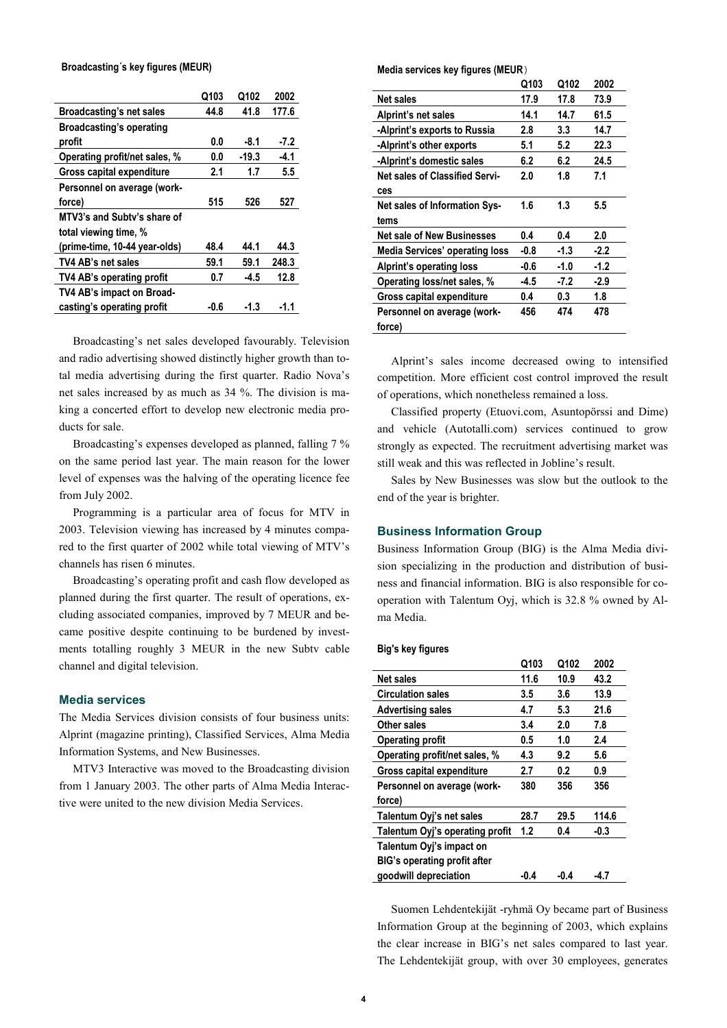**Broadcasting´s key figures (MEUR)**

| | Q103 | Q102 | 2002 |
|---|---|---|---|
| Broadcasting's net sales | 44.8 | 41.8 | 177.6 |
| Broadcasting's operating profit | 0.0 | -8.1 | -7.2 |
| Operating profit/net sales, % | 0.0 | -19.3 | -4.1 |
| Gross capital expenditure | 2.1 | 1.7 | 5.5 |
| Personnel on average (workforce) | 515 | 526 | 527 |
| MTV3's and Subtv's share of total viewing time, % (prime-time, 10-44 year-olds) | 48.4 | 44.1 | 44.3 |
| TV4 AB's net sales | 59.1 | 59.1 | 248.3 |
| TV4 AB's operating profit | 0.7 | -4.5 | 12.8 |
| TV4 AB's impact on Broadcasting's operating profit | -0.6 | -1.3 | -1.1 |

Broadcasting's net sales developed favourably. Television and radio advertising showed distinctly higher growth than total media advertising during the first quarter. Radio Nova's net sales increased by as much as 34 %. The division is making a concerted effort to develop new electronic media products for sale.

Broadcasting's expenses developed as planned, falling 7 % on the same period last year. The main reason for the lower level of expenses was the halving of the operating licence fee from July 2002.

Programming is a particular area of focus for MTV in 2003. Television viewing has increased by 4 minutes compared to the first quarter of 2002 while total viewing of MTV's channels has risen 6 minutes.

Broadcasting's operating profit and cash flow developed as planned during the first quarter. The result of operations, excluding associated companies, improved by 7 MEUR and became positive despite continuing to be burdened by investments totalling roughly 3 MEUR in the new Subtv cable channel and digital television.

## Media services

The Media Services division consists of four business units: Alprint (magazine printing), Classified Services, Alma Media Information Systems, and New Businesses.

MTV3 Interactive was moved to the Broadcasting division from 1 January 2003. The other parts of Alma Media Interactive were united to the new division Media Services.

**Media services key figures (MEUR)**

| | Q103 | Q102 | 2002 |
|---|---|---|---|
| Net sales | 17.9 | 17.8 | 73.9 |
| Alprint's net sales | 14.1 | 14.7 | 61.5 |
| -Alprint's exports to Russia | 2.8 | 3.3 | 14.7 |
| -Alprint's other exports | 5.1 | 5.2 | 22.3 |
| -Alprint's domestic sales | 6.2 | 6.2 | 24.5 |
| Net sales of Classified Services | 2.0 | 1.8 | 7.1 |
| Net sales of Information Systems | 1.6 | 1.3 | 5.5 |
| Net sale of New Businesses | 0.4 | 0.4 | 2.0 |
| Media Services' operating loss | -0.8 | -1.3 | -2.2 |
| Alprint's operating loss | -0.6 | -1.0 | -1.2 |
| Operating loss/net sales, % | -4.5 | -7.2 | -2.9 |
| Gross capital expenditure | 0.4 | 0.3 | 1.8 |
| Personnel on average (workforce) | 456 | 474 | 478 |

Alprint's sales income decreased owing to intensified competition. More efficient cost control improved the result of operations, which nonetheless remained a loss.

Classified property (Etuovi.com, Asuntopörssi and Dime) and vehicle (Autotalli.com) services continued to grow strongly as expected. The recruitment advertising market was still weak and this was reflected in Jobline's result.

Sales by New Businesses was slow but the outlook to the end of the year is brighter.

## Business Information Group

Business Information Group (BIG) is the Alma Media division specializing in the production and distribution of business and financial information. BIG is also responsible for cooperation with Talentum Oyj, which is 32.8 % owned by Alma Media.

**Big's key figures**

| | Q103 | Q102 | 2002 |
|---|---|---|---|
| Net sales | 11.6 | 10.9 | 43.2 |
| Circulation sales | 3.5 | 3.6 | 13.9 |
| Advertising sales | 4.7 | 5.3 | 21.6 |
| Other sales | 3.4 | 2.0 | 7.8 |
| Operating profit | 0.5 | 1.0 | 2.4 |
| Operating profit/net sales, % | 4.3 | 9.2 | 5.6 |
| Gross capital expenditure | 2.7 | 0.2 | 0.9 |
| Personnel on average (workforce) | 380 | 356 | 356 |
| Talentum Oyj's net sales | 28.7 | 29.5 | 114.6 |
| Talentum Oyj's operating profit | 1.2 | 0.4 | -0.3 |
| Talentum Oyj's impact on BIG's operating profit after goodwill depreciation | -0.4 | -0.4 | -4.7 |

Suomen Lehdentekijät -ryhmä Oy became part of Business Information Group at the beginning of 2003, which explains the clear increase in BIG's net sales compared to last year. The Lehdentekijät group, with over 30 employees, generates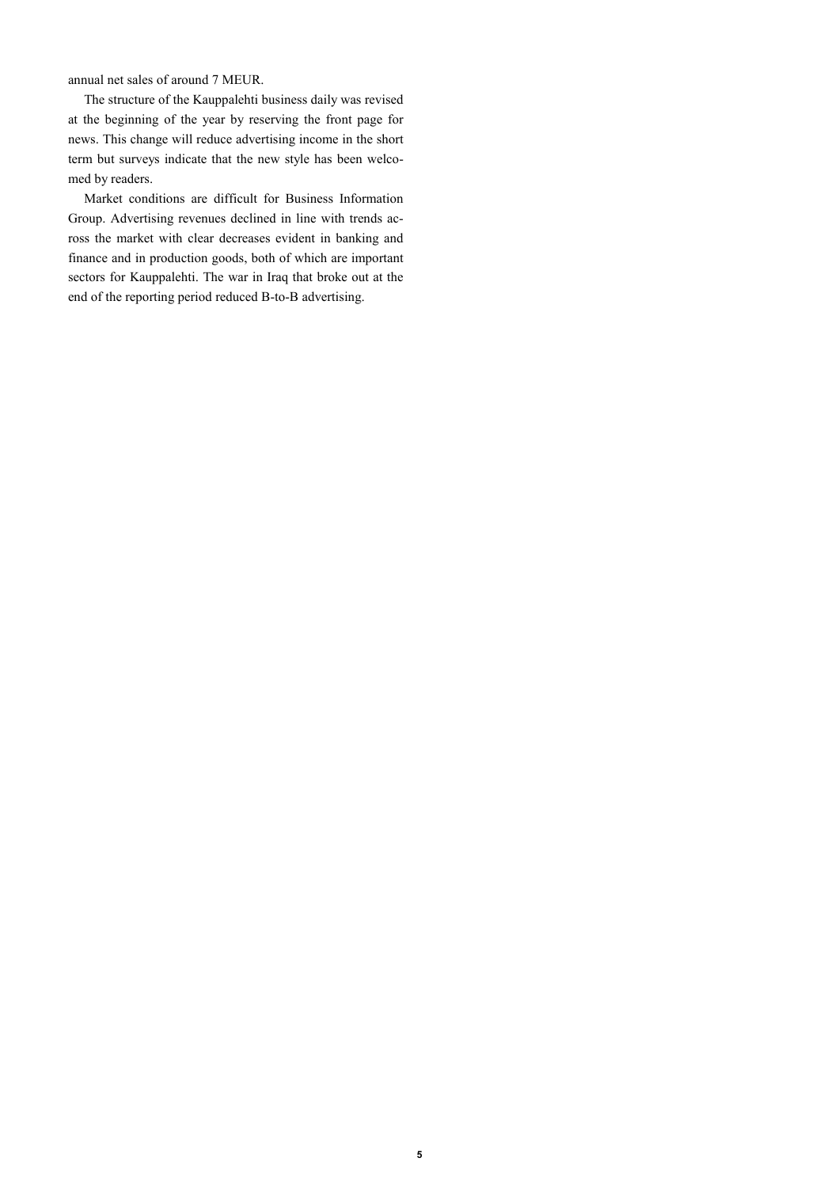annual net sales of around 7 MEUR.

The structure of the Kauppalehti business daily was revised at the beginning of the year by reserving the front page for news. This change will reduce advertising income in the short term but surveys indicate that the new style has been welcomed by readers.

Market conditions are difficult for Business Information Group. Advertising revenues declined in line with trends across the market with clear decreases evident in banking and finance and in production goods, both of which are important sectors for Kauppalehti. The war in Iraq that broke out at the end of the reporting period reduced B-to-B advertising.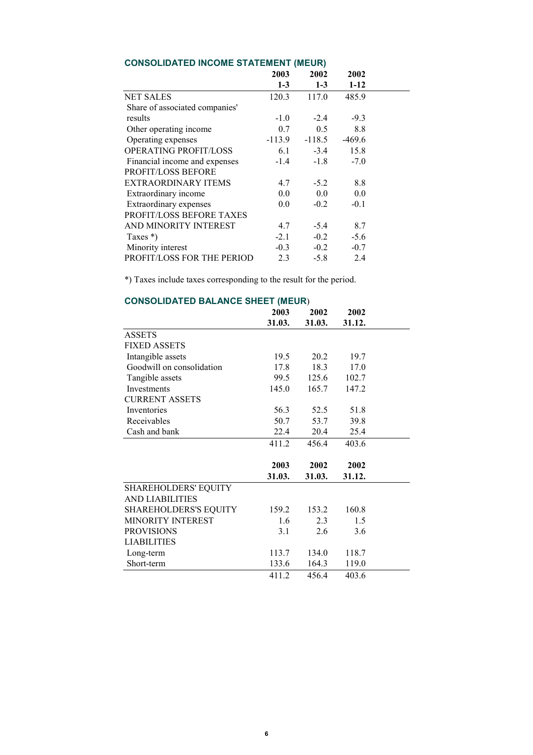## CONSOLIDATED INCOME STATEMENT (MEUR)

| | 2003 1-3 | 2002 1-3 | 2002 1-12 |
|---|---|---|---|
| NET SALES | 120.3 | 117.0 | 485.9 |
| Share of associated companies' results | -1.0 | -2.4 | -9.3 |
| Other operating income | 0.7 | 0.5 | 8.8 |
| Operating expenses | -113.9 | -118.5 | -469.6 |
| OPERATING PROFIT/LOSS | 6.1 | -3.4 | 15.8 |
| Financial income and expenses | -1.4 | -1.8 | -7.0 |
| PROFIT/LOSS BEFORE EXTRAORDINARY ITEMS | 4.7 | -5.2 | 8.8 |
| Extraordinary income | 0.0 | 0.0 | 0.0 |
| Extraordinary expenses | 0.0 | -0.2 | -0.1 |
| PROFIT/LOSS BEFORE TAXES AND MINORITY INTEREST | 4.7 | -5.4 | 8.7 |
| Taxes *) | -2.1 | -0.2 | -5.6 |
| Minority interest | -0.3 | -0.2 | -0.7 |
| PROFIT/LOSS FOR THE PERIOD | 2.3 | -5.8 | 2.4 |

*) Taxes include taxes corresponding to the result for the period.

## CONSOLIDATED BALANCE SHEET (MEUR)

| | 2003 31.03. | 2002 31.03. | 2002 31.12. |
|---|---|---|---|
| ASSETS | | | |
| FIXED ASSETS | | | |
| Intangible assets | 19.5 | 20.2 | 19.7 |
| Goodwill on consolidation | 17.8 | 18.3 | 17.0 |
| Tangible assets | 99.5 | 125.6 | 102.7 |
| Investments | 145.0 | 165.7 | 147.2 |
| CURRENT ASSETS | | | |
| Inventories | 56.3 | 52.5 | 51.8 |
| Receivables | 50.7 | 53.7 | 39.8 |
| Cash and bank | 22.4 | 20.4 | 25.4 |
| | 411.2 | 456.4 | 403.6 |

| | 2003 31.03. | 2002 31.03. | 2002 31.12. |
|---|---|---|---|
| SHAREHOLDERS' EQUITY AND LIABILITIES | | | |
| SHAREHOLDERS'S EQUITY | 159.2 | 153.2 | 160.8 |
| MINORITY INTEREST | 1.6 | 2.3 | 1.5 |
| PROVISIONS | 3.1 | 2.6 | 3.6 |
| LIABILITIES | | | |
| Long-term | 113.7 | 134.0 | 118.7 |
| Short-term | 133.6 | 164.3 | 119.0 |
| | 411.2 | 456.4 | 403.6 |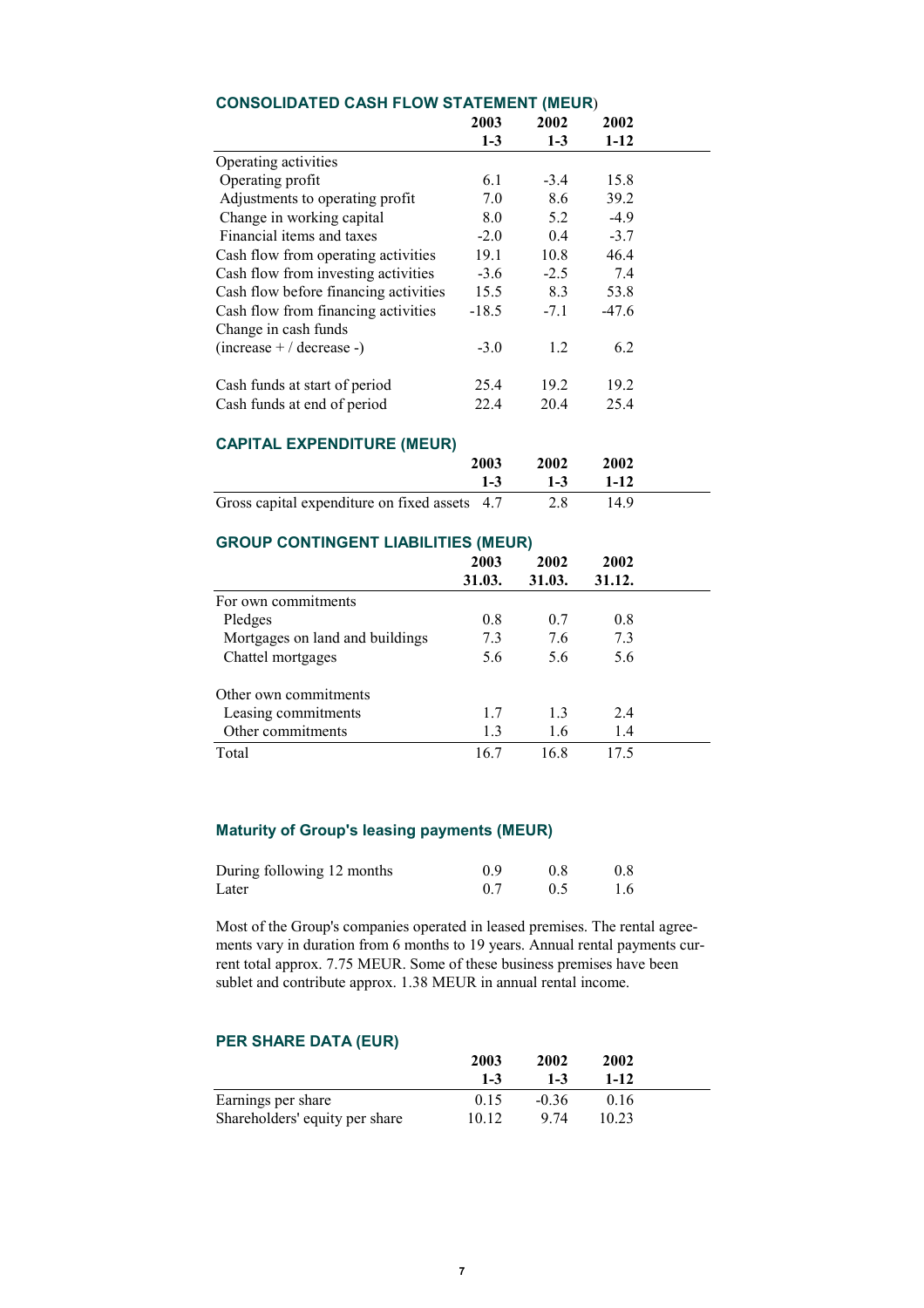## CONSOLIDATED CASH FLOW STATEMENT (MEUR)

| | 2003 1-3 | 2002 1-3 | 2002 1-12 |
|---|---|---|---|
| Operating activities | | | |
| Operating profit | 6.1 | -3.4 | 15.8 |
| Adjustments to operating profit | 7.0 | 8.6 | 39.2 |
| Change in working capital | 8.0 | 5.2 | -4.9 |
| Financial items and taxes | -2.0 | 0.4 | -3.7 |
| Cash flow from operating activities | 19.1 | 10.8 | 46.4 |
| Cash flow from investing activities | -3.6 | -2.5 | 7.4 |
| Cash flow before financing activities | 15.5 | 8.3 | 53.8 |
| Cash flow from financing activities | -18.5 | -7.1 | -47.6 |
| Change in cash funds (increase + / decrease -) | -3.0 | 1.2 | 6.2 |
| | | | |
| Cash funds at start of period | 25.4 | 19.2 | 19.2 |
| Cash funds at end of period | 22.4 | 20.4 | 25.4 |

## CAPITAL EXPENDITURE (MEUR)

| | 2003 1-3 | 2002 1-3 | 2002 1-12 |
|---|---|---|---|
| Gross capital expenditure on fixed assets | 4.7 | 2.8 | 14.9 |

## GROUP CONTINGENT LIABILITIES (MEUR)

| | 2003 31.03. | 2002 31.03. | 2002 31.12. |
|---|---|---|---|
| For own commitments | | | |
| Pledges | 0.8 | 0.7 | 0.8 |
| Mortgages on land and buildings | 7.3 | 7.6 | 7.3 |
| Chattel mortgages | 5.6 | 5.6 | 5.6 |
| | | | |
| Other own commitments | | | |
| Leasing commitments | 1.7 | 1.3 | 2.4 |
| Other commitments | 1.3 | 1.6 | 1.4 |
| Total | 16.7 | 16.8 | 17.5 |

### Maturity of Group's leasing payments (MEUR)

| | | | |
|---|---|---|---|
| During following 12 months | 0.9 | 0.8 | 0.8 |
| Later | 0.7 | 0.5 | 1.6 |

Most of the Group's companies operated in leased premises. The rental agreements vary in duration from 6 months to 19 years. Annual rental payments current total approx. 7.75 MEUR. Some of these business premises have been sublet and contribute approx. 1.38 MEUR in annual rental income.

## PER SHARE DATA (EUR)

| | 2003 1-3 | 2002 1-3 | 2002 1-12 |
|---|---|---|---|
| Earnings per share | 0.15 | -0.36 | 0.16 |
| Shareholders' equity per share | 10.12 | 9.74 | 10.23 |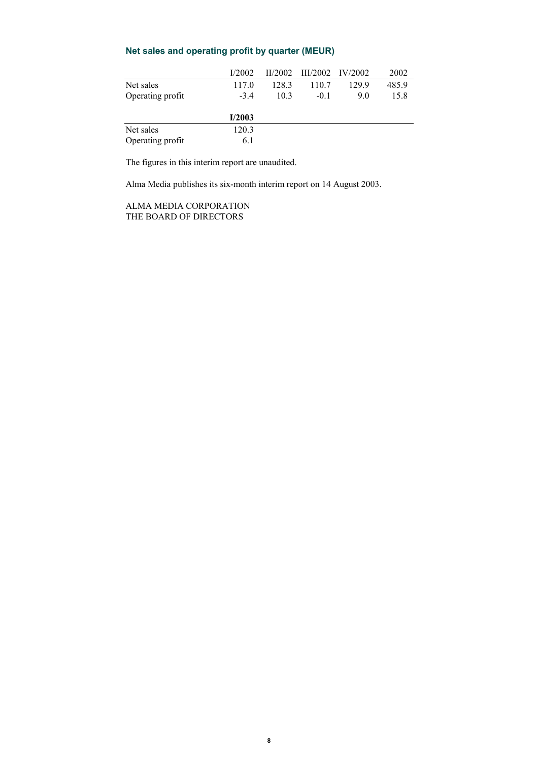## Net sales and operating profit by quarter (MEUR)

| | I/2002 | II/2002 | III/2002 | IV/2002 | 2002 |
|---|---|---|---|---|---|
| Net sales | 117.0 | 128.3 | 110.7 | 129.9 | 485.9 |
| Operating profit | -3.4 | 10.3 | -0.1 | 9.0 | 15.8 |

| | **I/2003** |
|---|---|
| Net sales | 120.3 |
| Operating profit | 6.1 |

The figures in this interim report are unaudited.

Alma Media publishes its six-month interim report on 14 August 2003.

ALMA MEDIA CORPORATION
THE BOARD OF DIRECTORS